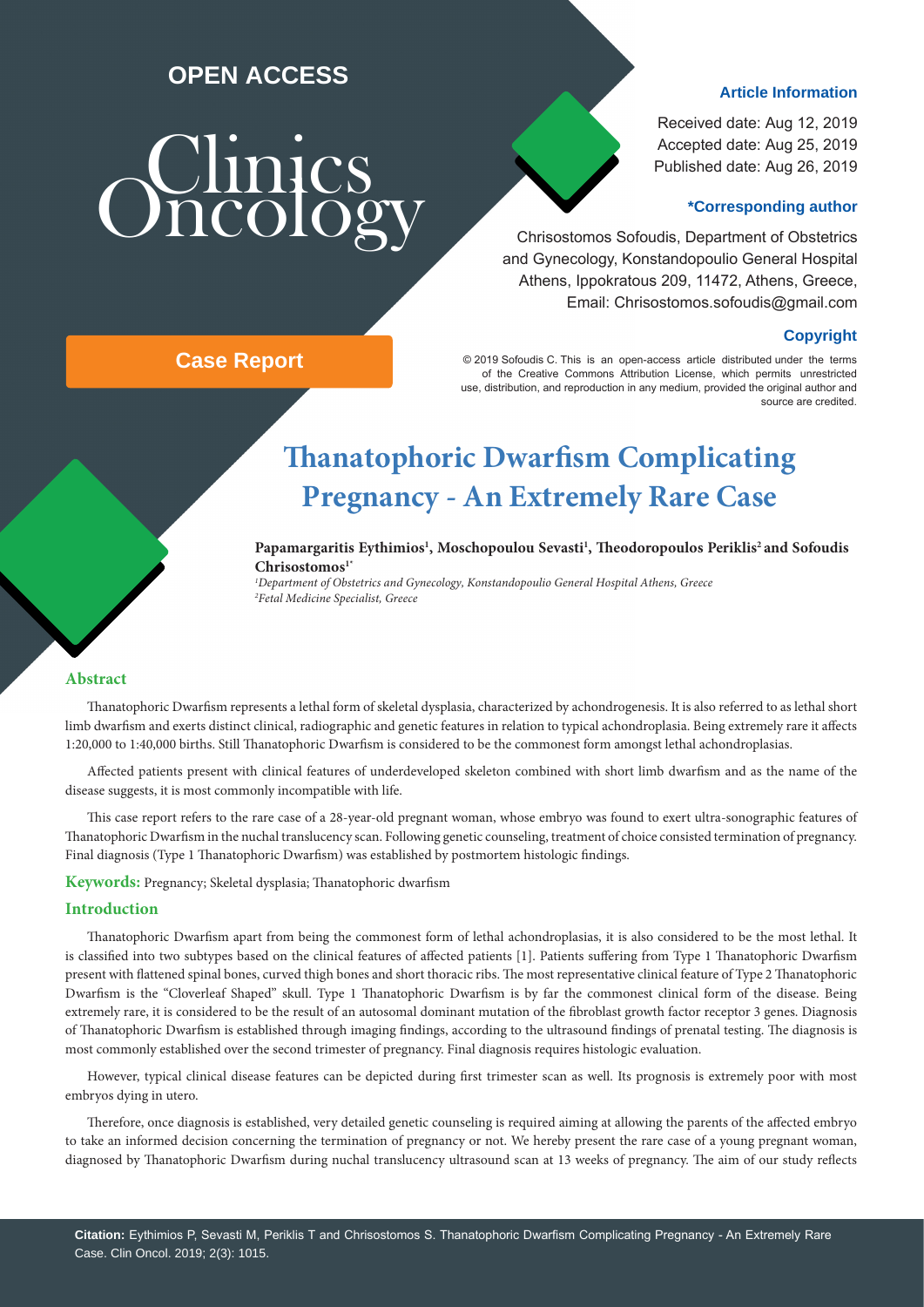OPEN ACCESS

Clinics Oncology

**Case Report**

**Article Information**

Received date: Aug 12, 2019
Accepted date: Aug 25, 2019
Published date: Aug 26, 2019

**\*Corresponding author**

Chrisostomos Sofoudis, Department of Obstetrics and Gynecology, Konstandopoulio General Hospital Athens, Ippokratous 209, 11472, Athens, Greece, Email: Chrisostomos.sofoudis@gmail.com

**Copyright**

© 2019 Sofoudis C. This is an open-access article distributed under the terms of the Creative Commons Attribution License, which permits unrestricted use, distribution, and reproduction in any medium, provided the original author and source are credited.

# Thanatophoric Dwarfism Complicating Pregnancy - An Extremely Rare Case

**Papamargaritis Eythimios[1], Moschopoulou Sevasti[1], Theodoropoulos Periklis[2] and Sofoudis Chrisostomos[1*]**

*[1]Department of Obstetrics and Gynecology, Konstandopoulio General Hospital Athens, Greece*
*[2]Fetal Medicine Specialist, Greece*

## Abstract

Thanatophoric Dwarfism represents a lethal form of skeletal dysplasia, characterized by achondrogenesis. It is also referred to as lethal short limb dwarfism and exerts distinct clinical, radiographic and genetic features in relation to typical achondroplasia. Being extremely rare it affects 1:20,000 to 1:40,000 births. Still Thanatophoric Dwarfism is considered to be the commonest form amongst lethal achondroplasias.

Affected patients present with clinical features of underdeveloped skeleton combined with short limb dwarfism and as the name of the disease suggests, it is most commonly incompatible with life.

This case report refers to the rare case of a 28-year-old pregnant woman, whose embryo was found to exert ultra-sonographic features of Thanatophoric Dwarfism in the nuchal translucency scan. Following genetic counseling, treatment of choice consisted termination of pregnancy. Final diagnosis (Type 1 Thanatophoric Dwarfism) was established by postmortem histologic findings.

**Keywords:** Pregnancy; Skeletal dysplasia; Thanatophoric dwarfism

## Introduction

Thanatophoric Dwarfism apart from being the commonest form of lethal achondroplasias, it is also considered to be the most lethal. It is classified into two subtypes based on the clinical features of affected patients [1]. Patients suffering from Type 1 Thanatophoric Dwarfism present with flattened spinal bones, curved thigh bones and short thoracic ribs. The most representative clinical feature of Type 2 Thanatophoric Dwarfism is the "Cloverleaf Shaped" skull. Type 1 Thanatophoric Dwarfism is by far the commonest clinical form of the disease. Being extremely rare, it is considered to be the result of an autosomal dominant mutation of the fibroblast growth factor receptor 3 genes. Diagnosis of Thanatophoric Dwarfism is established through imaging findings, according to the ultrasound findings of prenatal testing. The diagnosis is most commonly established over the second trimester of pregnancy. Final diagnosis requires histologic evaluation.

However, typical clinical disease features can be depicted during first trimester scan as well. Its prognosis is extremely poor with most embryos dying in utero.

Therefore, once diagnosis is established, very detailed genetic counseling is required aiming at allowing the parents of the affected embryo to take an informed decision concerning the termination of pregnancy or not. We hereby present the rare case of a young pregnant woman, diagnosed by Thanatophoric Dwarfism during nuchal translucency ultrasound scan at 13 weeks of pregnancy. The aim of our study reflects

**Citation:** Eythimios P, Sevasti M, Periklis T and Chrisostomos S. Thanatophoric Dwarfism Complicating Pregnancy - An Extremely Rare Case. Clin Oncol. 2019; 2(3): 1015.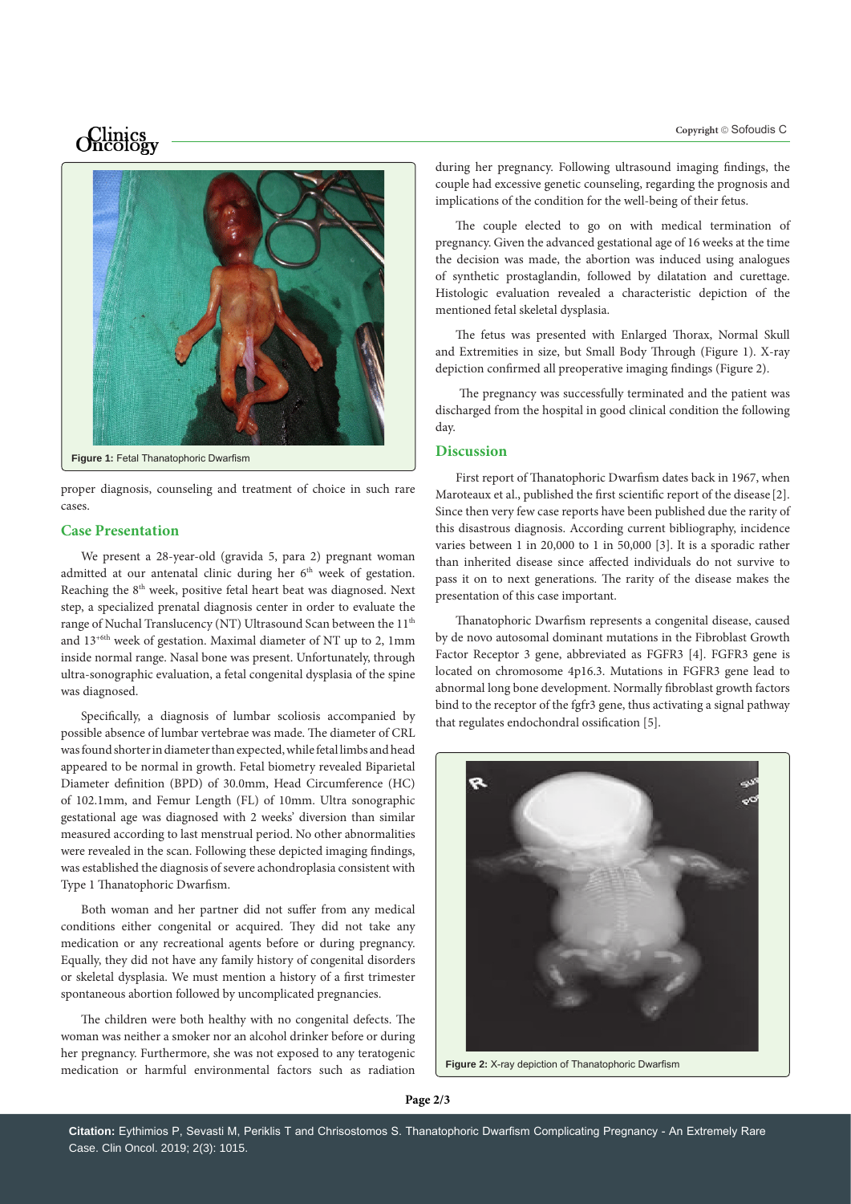Figure 1: Fetal Thanatophoric Dwarfism

proper diagnosis, counseling and treatment of choice in such rare cases.

## Case Presentation

We present a 28-year-old (gravida 5, para 2) pregnant woman admitted at our antenatal clinic during her 6th week of gestation. Reaching the 8th week, positive fetal heart beat was diagnosed. Next step, a specialized prenatal diagnosis center in order to evaluate the range of Nuchal Translucency (NT) Ultrasound Scan between the 11th and 13+6th week of gestation. Maximal diameter of NT up to 2, 1mm inside normal range. Nasal bone was present. Unfortunately, through ultra-sonographic evaluation, a fetal congenital dysplasia of the spine was diagnosed.

Specifically, a diagnosis of lumbar scoliosis accompanied by possible absence of lumbar vertebrae was made. The diameter of CRL was found shorter in diameter than expected, while fetal limbs and head appeared to be normal in growth. Fetal biometry revealed Biparietal Diameter definition (BPD) of 30.0mm, Head Circumference (HC) of 102.1mm, and Femur Length (FL) of 10mm. Ultra sonographic gestational age was diagnosed with 2 weeks' diversion than similar measured according to last menstrual period. No other abnormalities were revealed in the scan. Following these depicted imaging findings, was established the diagnosis of severe achondroplasia consistent with Type 1 Thanatophoric Dwarfism.

Both woman and her partner did not suffer from any medical conditions either congenital or acquired. They did not take any medication or any recreational agents before or during pregnancy. Equally, they did not have any family history of congenital disorders or skeletal dysplasia. We must mention a history of a first trimester spontaneous abortion followed by uncomplicated pregnancies.

The children were both healthy with no congenital defects. The woman was neither a smoker nor an alcohol drinker before or during her pregnancy. Furthermore, she was not exposed to any teratogenic medication or harmful environmental factors such as radiation during her pregnancy. Following ultrasound imaging findings, the couple had excessive genetic counseling, regarding the prognosis and implications of the condition for the well-being of their fetus.

The couple elected to go on with medical termination of pregnancy. Given the advanced gestational age of 16 weeks at the time the decision was made, the abortion was induced using analogues of synthetic prostaglandin, followed by dilatation and curettage. Histologic evaluation revealed a characteristic depiction of the mentioned fetal skeletal dysplasia.

The fetus was presented with Enlarged Thorax, Normal Skull and Extremities in size, but Small Body Through (Figure 1). X-ray depiction confirmed all preoperative imaging findings (Figure 2).

The pregnancy was successfully terminated and the patient was discharged from the hospital in good clinical condition the following day.

## Discussion

First report of Thanatophoric Dwarfism dates back in 1967, when Maroteaux et al., published the first scientific report of the disease [2]. Since then very few case reports have been published due the rarity of this disastrous diagnosis. According current bibliography, incidence varies between 1 in 20,000 to 1 in 50,000 [3]. It is a sporadic rather than inherited disease since affected individuals do not survive to pass it on to next generations. The rarity of the disease makes the presentation of this case important.

Thanatophoric Dwarfism represents a congenital disease, caused by de novo autosomal dominant mutations in the Fibroblast Growth Factor Receptor 3 gene, abbreviated as FGFR3 [4]. FGFR3 gene is located on chromosome 4p16.3. Mutations in FGFR3 gene lead to abnormal long bone development. Normally fibroblast growth factors bind to the receptor of the fgfr3 gene, thus activating a signal pathway that regulates endochondral ossification [5].

Figure 2: X-ray depiction of Thanatophoric Dwarfism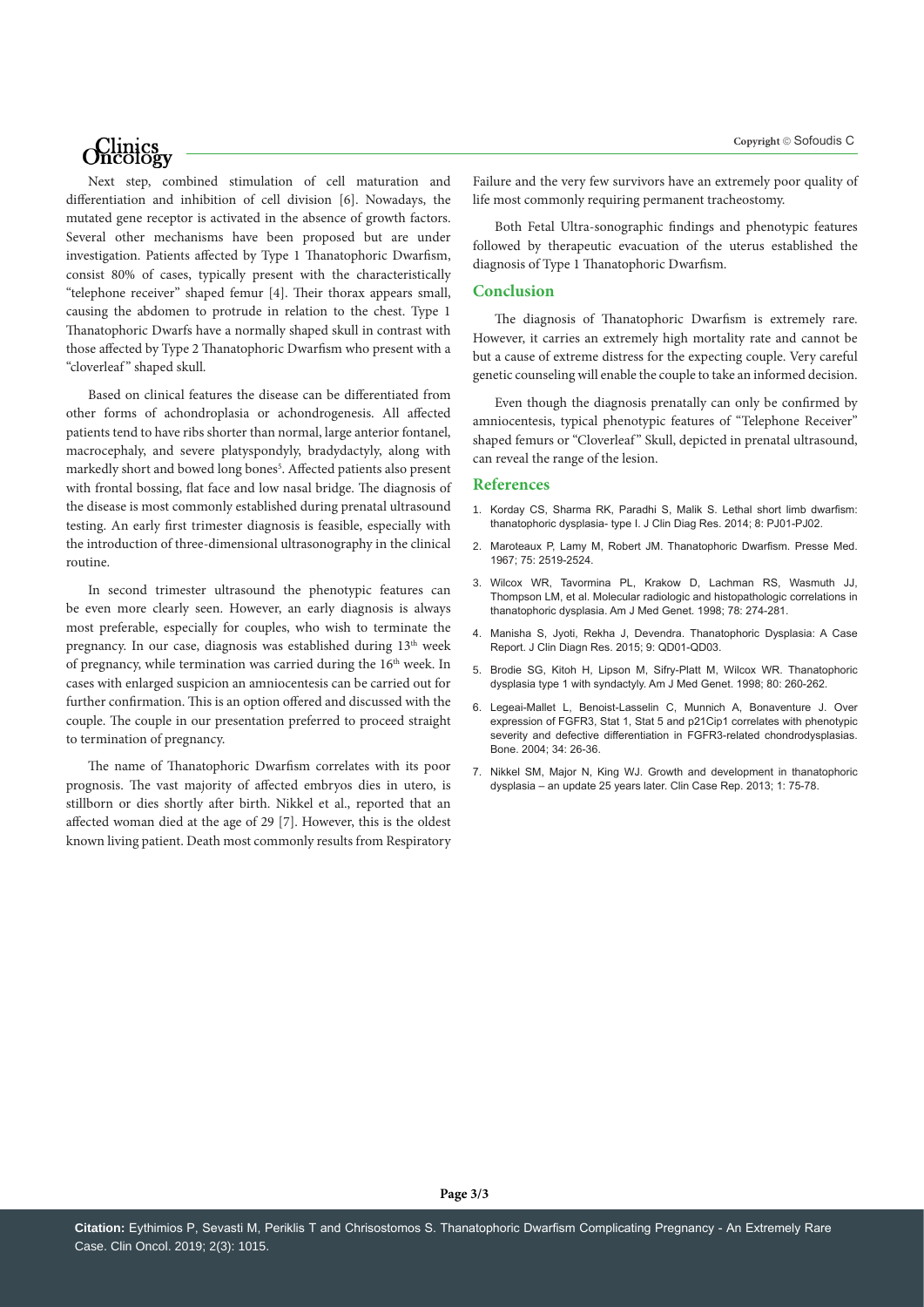Next step, combined stimulation of cell maturation and differentiation and inhibition of cell division [6]. Nowadays, the mutated gene receptor is activated in the absence of growth factors. Several other mechanisms have been proposed but are under investigation. Patients affected by Type 1 Thanatophoric Dwarfism, consist 80% of cases, typically present with the characteristically "telephone receiver" shaped femur [4]. Their thorax appears small, causing the abdomen to protrude in relation to the chest. Type 1 Thanatophoric Dwarfs have a normally shaped skull in contrast with those affected by Type 2 Thanatophoric Dwarfism who present with a "cloverleaf" shaped skull.

Based on clinical features the disease can be differentiated from other forms of achondroplasia or achondrogenesis. All affected patients tend to have ribs shorter than normal, large anterior fontanel, macrocephaly, and severe platyspondyly, bradydactyly, along with markedly short and bowed long bones[5]. Affected patients also present with frontal bossing, flat face and low nasal bridge. The diagnosis of the disease is most commonly established during prenatal ultrasound testing. An early first trimester diagnosis is feasible, especially with the introduction of three-dimensional ultrasonography in the clinical routine.

In second trimester ultrasound the phenotypic features can be even more clearly seen. However, an early diagnosis is always most preferable, especially for couples, who wish to terminate the pregnancy. In our case, diagnosis was established during 13th week of pregnancy, while termination was carried during the 16th week. In cases with enlarged suspicion an amniocentesis can be carried out for further confirmation. This is an option offered and discussed with the couple. The couple in our presentation preferred to proceed straight to termination of pregnancy.

The name of Thanatophoric Dwarfism correlates with its poor prognosis. The vast majority of affected embryos dies in utero, is stillborn or dies shortly after birth. Nikkel et al., reported that an affected woman died at the age of 29 [7]. However, this is the oldest known living patient. Death most commonly results from Respiratory Failure and the very few survivors have an extremely poor quality of life most commonly requiring permanent tracheostomy.

Both Fetal Ultra-sonographic findings and phenotypic features followed by therapeutic evacuation of the uterus established the diagnosis of Type 1 Thanatophoric Dwarfism.

## Conclusion

The diagnosis of Thanatophoric Dwarfism is extremely rare. However, it carries an extremely high mortality rate and cannot be but a cause of extreme distress for the expecting couple. Very careful genetic counseling will enable the couple to take an informed decision.

Even though the diagnosis prenatally can only be confirmed by amniocentesis, typical phenotypic features of "Telephone Receiver" shaped femurs or "Cloverleaf" Skull, depicted in prenatal ultrasound, can reveal the range of the lesion.

## References

1. Korday CS, Sharma RK, Paradhi S, Malik S. Lethal short limb dwarfism: thanatophoric dysplasia- type I. J Clin Diag Res. 2014; 8: PJ01-PJ02.
2. Maroteaux P, Lamy M, Robert JM. Thanatophoric Dwarfism. Presse Med. 1967; 75: 2519-2524.
3. Wilcox WR, Tavormina PL, Krakow D, Lachman RS, Wasmuth JJ, Thompson LM, et al. Molecular radiologic and histopathologic correlations in thanatophoric dysplasia. Am J Med Genet. 1998; 78: 274-281.
4. Manisha S, Jyoti, Rekha J, Devendra. Thanatophoric Dysplasia: A Case Report. J Clin Diagn Res. 2015; 9: QD01-QD03.
5. Brodie SG, Kitoh H, Lipson M, Sifry-Platt M, Wilcox WR. Thanatophoric dysplasia type 1 with syndactyly. Am J Med Genet. 1998; 80: 260-262.
6. Legeai-Mallet L, Benoist-Lasselin C, Munnich A, Bonaventure J. Over expression of FGFR3, Stat 1, Stat 5 and p21Cip1 correlates with phenotypic severity and defective differentiation in FGFR3-related chondrodysplasias. Bone. 2004; 34: 26-36.
7. Nikkel SM, Major N, King WJ. Growth and development in thanatophoric dysplasia – an update 25 years later. Clin Case Rep. 2013; 1: 75-78.

**Citation:** Eythimios P, Sevasti M, Periklis T and Chrisostomos S. Thanatophoric Dwarfism Complicating Pregnancy - An Extremely Rare Case. Clin Oncol. 2019; 2(3): 1015.